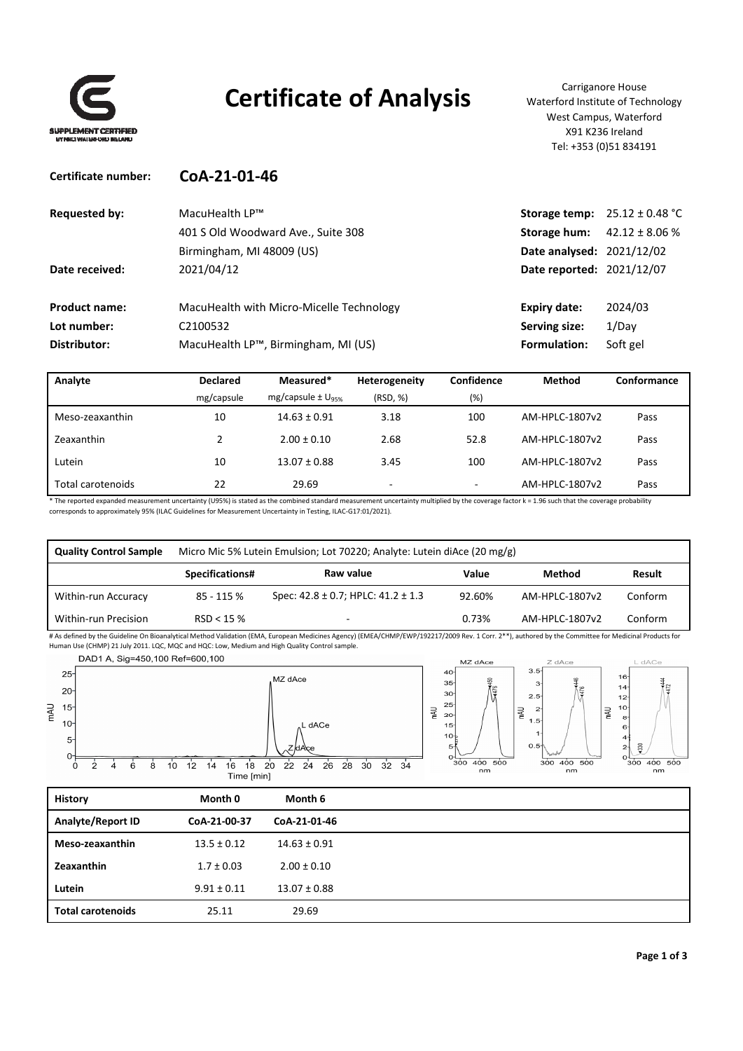SUPPLEMENT CERTIFIED

# Certificate of Analysis

Carriganore House
Waterford Institute of Technology
West Campus, Waterford
X91 K236 Ireland
Tel: +353 (0)51 834191

**Certificate number:** **CoA-21-01-46**

| | | | |
|---|---|---|---|
| **Requested by:** | MacuHealth LP™<br>401 S Old Woodward Ave., Suite 308<br>Birmingham, MI 48009 (US) | **Storage temp:** | 25.12 ± 0.48 °C |
| | | **Storage hum:** | 42.12 ± 8.06 % |
| | | **Date analysed:** | 2021/12/02 |
| **Date received:** | 2021/04/12 | **Date reported:** | 2021/12/07 |
| **Product name:** | MacuHealth with Micro-Micelle Technology | **Expiry date:** | 2024/03 |
| **Lot number:** | C2100532 | **Serving size:** | 1/Day |
| **Distributor:** | MacuHealth LP™, Birmingham, MI (US) | **Formulation:** | Soft gel |

| Analyte | Declared | Measured* | Heterogeneity | Confidence | Method | Conformance |
|---|---|---|---|---|---|---|
| | mg/capsule | mg/capsule ± $U_{95\%}$ | (RSD, %) | (%) | | |
| Meso-zeaxanthin | 10 | 14.63 ± 0.91 | 3.18 | 100 | AM-HPLC-1807v2 | Pass |
| Zeaxanthin | 2 | 2.00 ± 0.10 | 2.68 | 52.8 | AM-HPLC-1807v2 | Pass |
| Lutein | 10 | 13.07 ± 0.88 | 3.45 | 100 | AM-HPLC-1807v2 | Pass |
| Total carotenoids | 22 | 29.69 | - | - | AM-HPLC-1807v2 | Pass |

\* The reported expanded measurement uncertainty (U95%) is stated as the combined standard measurement uncertainty multiplied by the coverage factor k = 1.96 such that the coverage probability corresponds to approximately 95% (ILAC Guidelines for Measurement Uncertainty in Testing, ILAC-G17:01/2021).

| **Quality Control Sample** | Micro Mic 5% Lutein Emulsion; Lot 70220; Analyte: Lutein diAce (20 mg/g) | | | | |
|---|---|---|---|---|---|
| | **Specifications#** | **Raw value** | **Value** | **Method** | **Result** |
| Within-run Accuracy | 85 - 115 % | Spec: 42.8 ± 0.7; HPLC: 41.2 ± 1.3 | 92.60% | AM-HPLC-1807v2 | Conform |
| Within-run Precision | RSD < 15 % | - | 0.73% | AM-HPLC-1807v2 | Conform |

\# As defined by the Guideline On Bioanalytical Method Validation (EMA, European Medicines Agency) (EMEA/CHMP/EWP/192217/2009 Rev. 1 Corr. 2**), authored by the Committee for Medicinal Products for Human Use (CHMP) 21 July 2011. LQC, MQC and HQC: Low, Medium and High Quality Control sample.

DAD1 A, Sig=450,100 Ref=600,100

| History | Month 0 | Month 6 |
|---|---|---|
| **Analyte/Report ID** | **CoA-21-00-37** | **CoA-21-01-46** |
| **Meso-zeaxanthin** | 13.5 ± 0.12 | 14.63 ± 0.91 |
| **Zeaxanthin** | 1.7 ± 0.03 | 2.00 ± 0.10 |
| **Lutein** | 9.91 ± 0.11 | 13.07 ± 0.88 |
| **Total carotenoids** | 25.11 | 29.69 |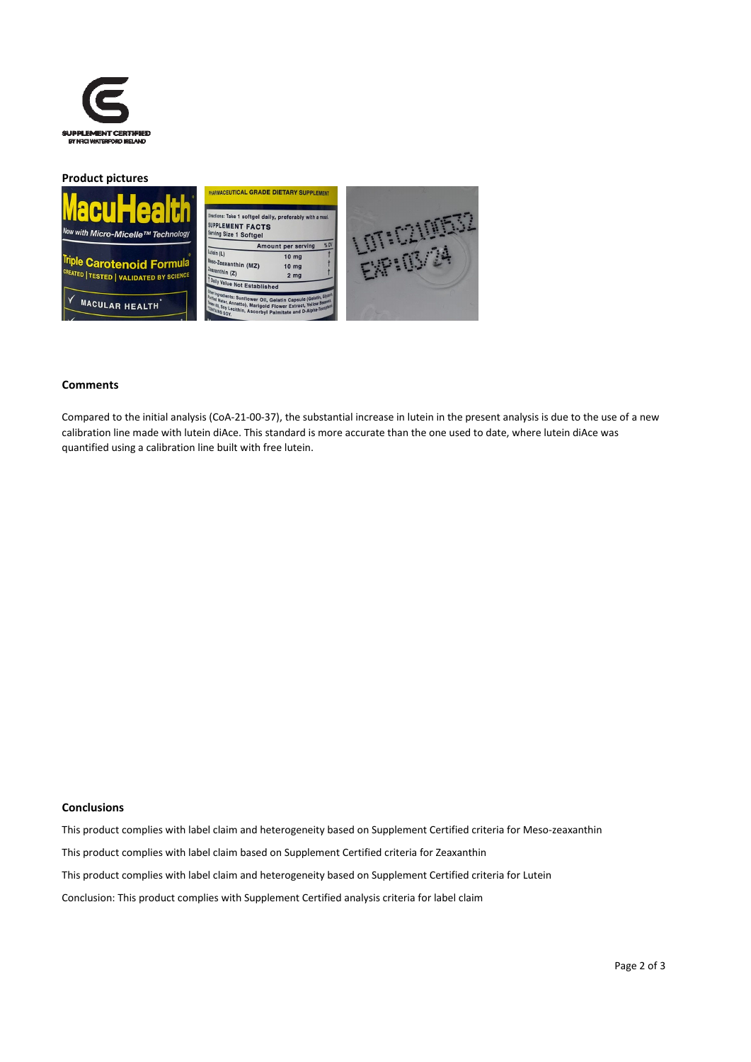**Product pictures**

**Comments**

Compared to the initial analysis (CoA-21-00-37), the substantial increase in lutein in the present analysis is due to the use of a new calibration line made with lutein diAce. This standard is more accurate than the one used to date, where lutein diAce was quantified using a calibration line built with free lutein.

**Conclusions**

This product complies with label claim and heterogeneity based on Supplement Certified criteria for Meso-zeaxanthin

This product complies with label claim based on Supplement Certified criteria for Zeaxanthin

This product complies with label claim and heterogeneity based on Supplement Certified criteria for Lutein

Conclusion: This product complies with Supplement Certified analysis criteria for label claim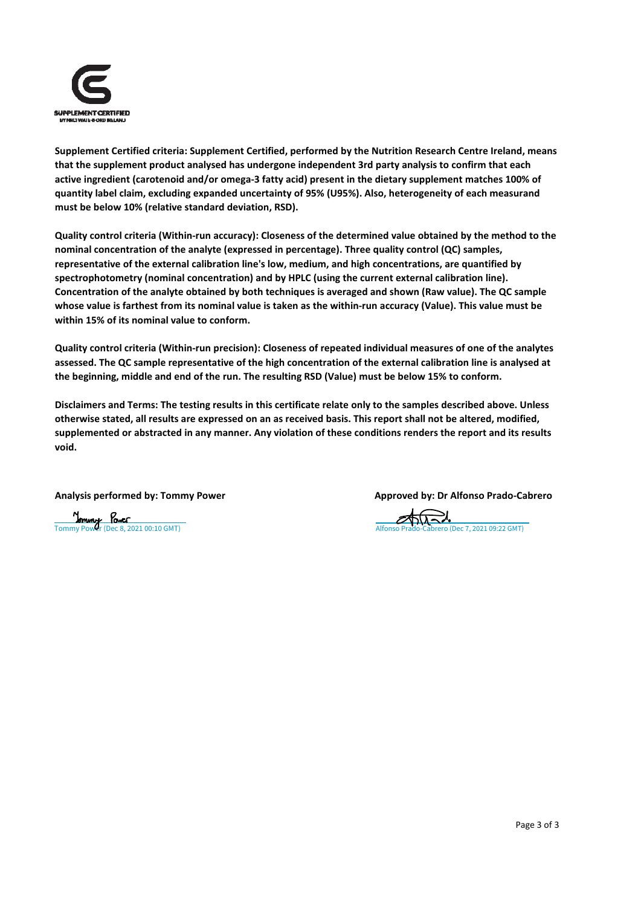**Supplement Certified criteria: Supplement Certified, performed by the Nutrition Research Centre Ireland, means that the supplement product analysed has undergone independent 3rd party analysis to confirm that each active ingredient (carotenoid and/or omega-3 fatty acid) present in the dietary supplement matches 100% of quantity label claim, excluding expanded uncertainty of 95% (U95%). Also, heterogeneity of each measurand must be below 10% (relative standard deviation, RSD).**

**Quality control criteria (Within-run accuracy): Closeness of the determined value obtained by the method to the nominal concentration of the analyte (expressed in percentage). Three quality control (QC) samples, representative of the external calibration line's low, medium, and high concentrations, are quantified by spectrophotometry (nominal concentration) and by HPLC (using the current external calibration line). Concentration of the analyte obtained by both techniques is averaged and shown (Raw value). The QC sample whose value is farthest from its nominal value is taken as the within-run accuracy (Value). This value must be within 15% of its nominal value to conform.**

**Quality control criteria (Within-run precision): Closeness of repeated individual measures of one of the analytes assessed. The QC sample representative of the high concentration of the external calibration line is analysed at the beginning, middle and end of the run. The resulting RSD (Value) must be below 15% to conform.**

**Disclaimers and Terms: The testing results in this certificate relate only to the samples described above. Unless otherwise stated, all results are expressed on an as received basis. This report shall not be altered, modified, supplemented or abstracted in any manner. Any violation of these conditions renders the report and its results void.**

**Analysis performed by: Tommy Power**

Tommy Power (Dec 8, 2021 00:10 GMT)

**Approved by: Dr Alfonso Prado-Cabrero**

Alfonso Prado-Cabrero (Dec 7, 2021 09:22 GMT)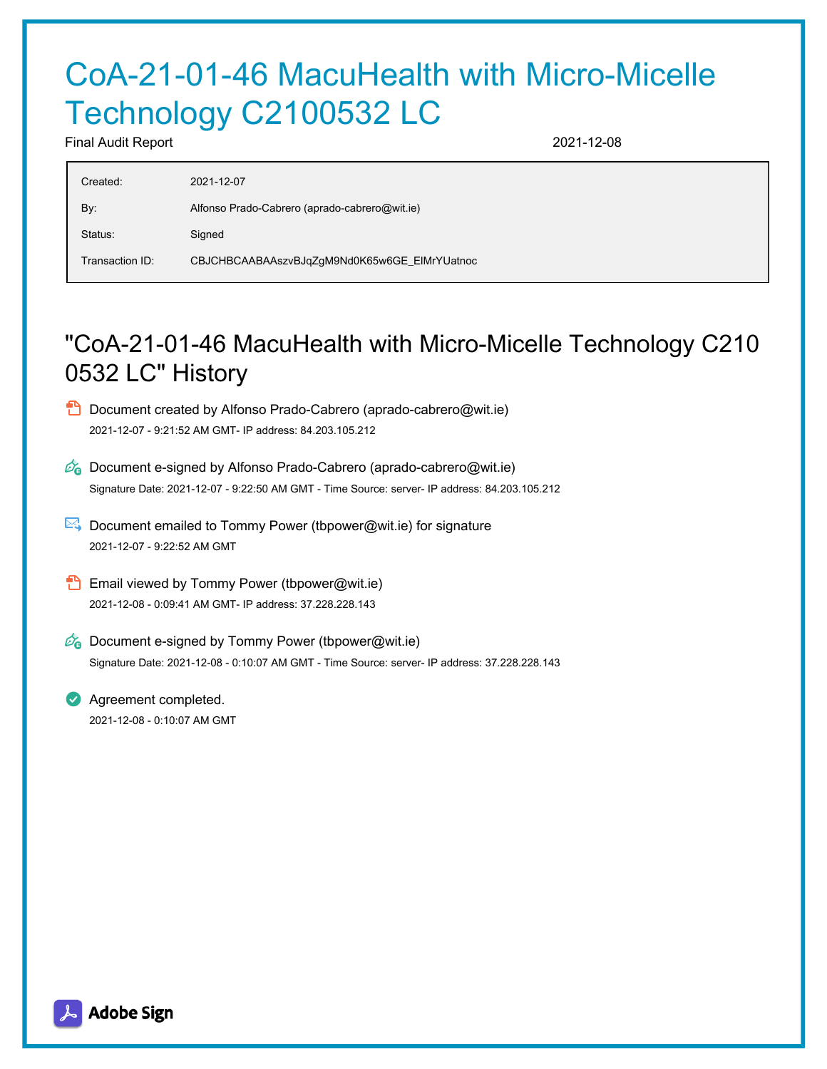# CoA-21-01-46 MacuHealth with Micro-Micelle Technology C2100532 LC

Final Audit Report 2021-12-08

| | |
|---|---|
| Created: | 2021-12-07 |
| By: | Alfonso Prado-Cabrero (aprado-cabrero@wit.ie) |
| Status: | Signed |
| Transaction ID: | CBJCHBCAABAAszvBJqZgM9Nd0K65w6GE_ElMrYUatnoc |

## "CoA-21-01-46 MacuHealth with Micro-Micelle Technology C2100532 LC" History

- Document created by Alfonso Prado-Cabrero (aprado-cabrero@wit.ie)
  2021-12-07 - 9:21:52 AM GMT- IP address: 84.203.105.212

- Document e-signed by Alfonso Prado-Cabrero (aprado-cabrero@wit.ie)
  Signature Date: 2021-12-07 - 9:22:50 AM GMT - Time Source: server- IP address: 84.203.105.212

- Document emailed to Tommy Power (tbpower@wit.ie) for signature
  2021-12-07 - 9:22:52 AM GMT

- Email viewed by Tommy Power (tbpower@wit.ie)
  2021-12-08 - 0:09:41 AM GMT- IP address: 37.228.228.143

- Document e-signed by Tommy Power (tbpower@wit.ie)
  Signature Date: 2021-12-08 - 0:10:07 AM GMT - Time Source: server- IP address: 37.228.228.143

- Agreement completed.
  2021-12-08 - 0:10:07 AM GMT

Adobe Sign